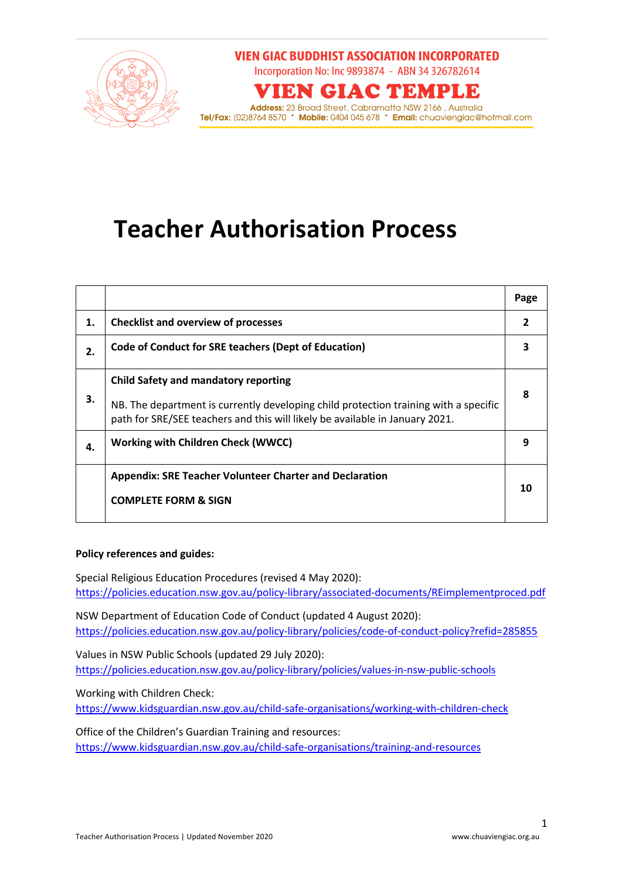**VIEN GIAC BUDDHIST ASSOCIATION INCORPORATED**
Incorporation No: Inc 9893874 - ABN 34 326782614

**VIEN GIAC TEMPLE**

**Address:** 23 Broad Street, Cabramatta NSW 2166 , Australia
**Tel/Fax:** (02)8764 8570 * **Mobile:** 0404 045 678 * **Email:** chuaviengiac@hotmail.com

# Teacher Authorisation Process

| | | Page |
|---|---|---|
| **1.** | **Checklist and overview of processes** | **2** |
| **2.** | **Code of Conduct for SRE teachers (Dept of Education)** | **3** |
| **3.** | **Child Safety and mandatory reporting**<br><br>NB. The department is currently developing child protection training with a specific path for SRE/SEE teachers and this will likely be available in January 2021. | **8** |
| **4.** | **Working with Children Check (WWCC)** | **9** |
| | **Appendix: SRE Teacher Volunteer Charter and Declaration**<br><br>**COMPLETE FORM & SIGN** | **10** |

**Policy references and guides:**

Special Religious Education Procedures (revised 4 May 2020):
https://policies.education.nsw.gov.au/policy-library/associated-documents/REimplementproced.pdf

NSW Department of Education Code of Conduct (updated 4 August 2020):
https://policies.education.nsw.gov.au/policy-library/policies/code-of-conduct-policy?refid=285855

Values in NSW Public Schools (updated 29 July 2020):
https://policies.education.nsw.gov.au/policy-library/policies/values-in-nsw-public-schools

Working with Children Check:
https://www.kidsguardian.nsw.gov.au/child-safe-organisations/working-with-children-check

Office of the Children's Guardian Training and resources:
https://www.kidsguardian.nsw.gov.au/child-safe-organisations/training-and-resources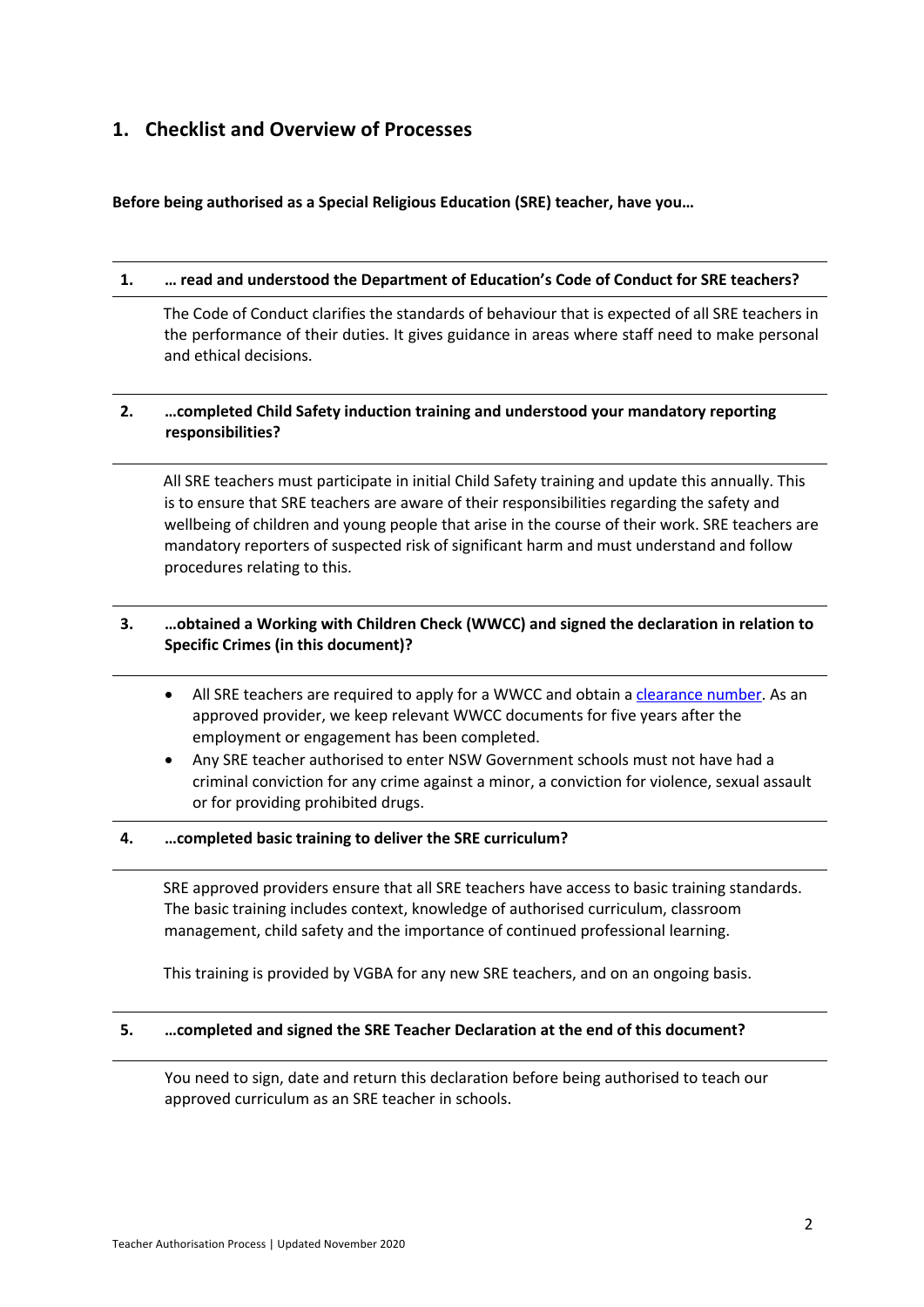## 1. Checklist and Overview of Processes

**Before being authorised as a Special Religious Education (SRE) teacher, have you…**

**1. … read and understood the Department of Education's Code of Conduct for SRE teachers?**

The Code of Conduct clarifies the standards of behaviour that is expected of all SRE teachers in the performance of their duties. It gives guidance in areas where staff need to make personal and ethical decisions.

**2. …completed Child Safety induction training and understood your mandatory reporting responsibilities?**

All SRE teachers must participate in initial Child Safety training and update this annually. This is to ensure that SRE teachers are aware of their responsibilities regarding the safety and wellbeing of children and young people that arise in the course of their work. SRE teachers are mandatory reporters of suspected risk of significant harm and must understand and follow procedures relating to this.

**3. …obtained a Working with Children Check (WWCC) and signed the declaration in relation to Specific Crimes (in this document)?**

- All SRE teachers are required to apply for a WWCC and obtain a clearance number. As an approved provider, we keep relevant WWCC documents for five years after the employment or engagement has been completed.
- Any SRE teacher authorised to enter NSW Government schools must not have had a criminal conviction for any crime against a minor, a conviction for violence, sexual assault or for providing prohibited drugs.

**4. …completed basic training to deliver the SRE curriculum?**

SRE approved providers ensure that all SRE teachers have access to basic training standards. The basic training includes context, knowledge of authorised curriculum, classroom management, child safety and the importance of continued professional learning.

This training is provided by VGBA for any new SRE teachers, and on an ongoing basis.

**5. …completed and signed the SRE Teacher Declaration at the end of this document?**

You need to sign, date and return this declaration before being authorised to teach our approved curriculum as an SRE teacher in schools.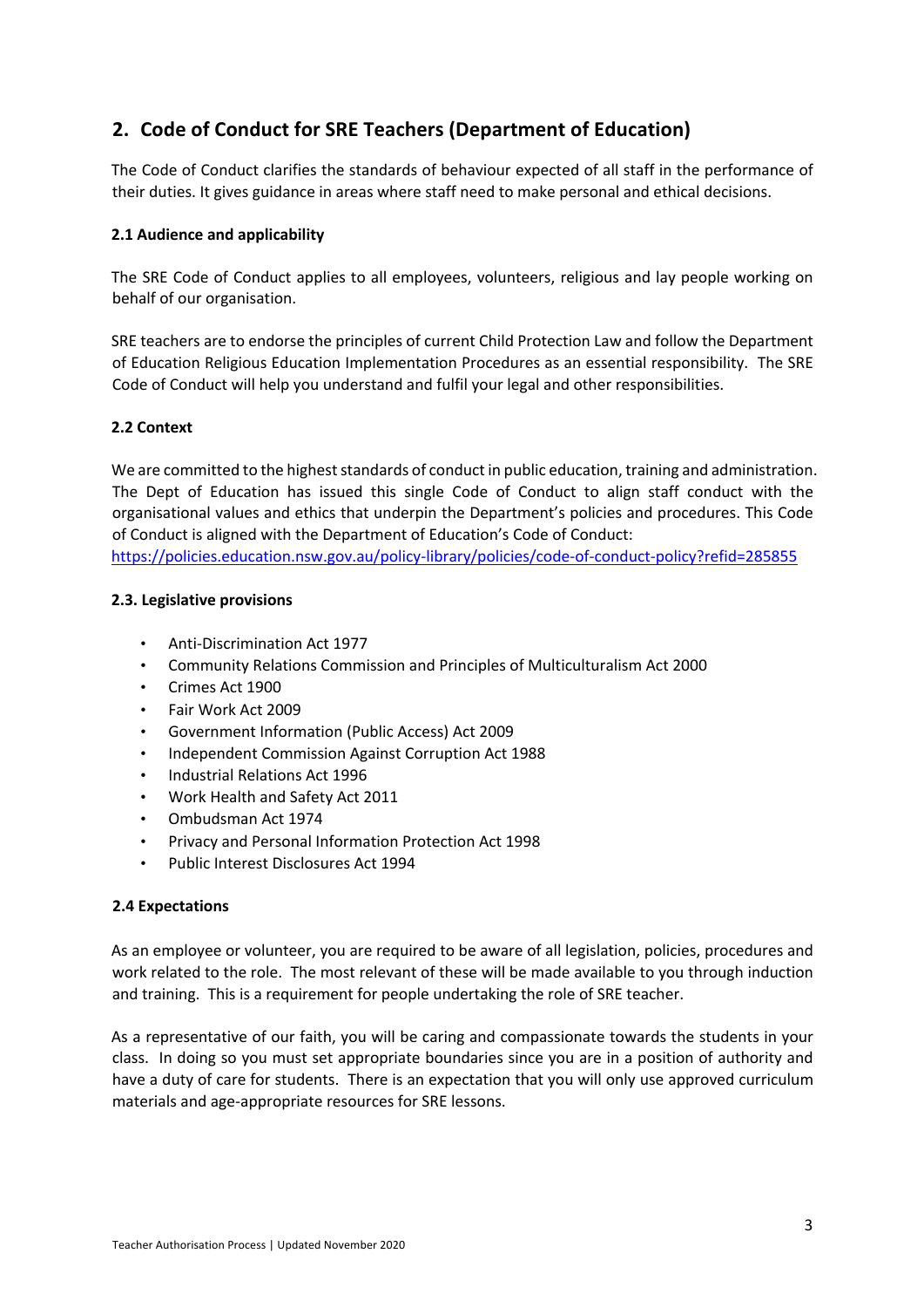## 2. Code of Conduct for SRE Teachers (Department of Education)

The Code of Conduct clarifies the standards of behaviour expected of all staff in the performance of their duties. It gives guidance in areas where staff need to make personal and ethical decisions.

### 2.1 Audience and applicability

The SRE Code of Conduct applies to all employees, volunteers, religious and lay people working on behalf of our organisation.

SRE teachers are to endorse the principles of current Child Protection Law and follow the Department of Education Religious Education Implementation Procedures as an essential responsibility. The SRE Code of Conduct will help you understand and fulfil your legal and other responsibilities.

### 2.2 Context

We are committed to the highest standards of conduct in public education, training and administration. The Dept of Education has issued this single Code of Conduct to align staff conduct with the organisational values and ethics that underpin the Department's policies and procedures. This Code of Conduct is aligned with the Department of Education's Code of Conduct:
https://policies.education.nsw.gov.au/policy-library/policies/code-of-conduct-policy?refid=285855

### 2.3. Legislative provisions

- Anti-Discrimination Act 1977
- Community Relations Commission and Principles of Multiculturalism Act 2000
- Crimes Act 1900
- Fair Work Act 2009
- Government Information (Public Access) Act 2009
- Independent Commission Against Corruption Act 1988
- Industrial Relations Act 1996
- Work Health and Safety Act 2011
- Ombudsman Act 1974
- Privacy and Personal Information Protection Act 1998
- Public Interest Disclosures Act 1994

### 2.4 Expectations

As an employee or volunteer, you are required to be aware of all legislation, policies, procedures and work related to the role. The most relevant of these will be made available to you through induction and training. This is a requirement for people undertaking the role of SRE teacher.

As a representative of our faith, you will be caring and compassionate towards the students in your class. In doing so you must set appropriate boundaries since you are in a position of authority and have a duty of care for students. There is an expectation that you will only use approved curriculum materials and age-appropriate resources for SRE lessons.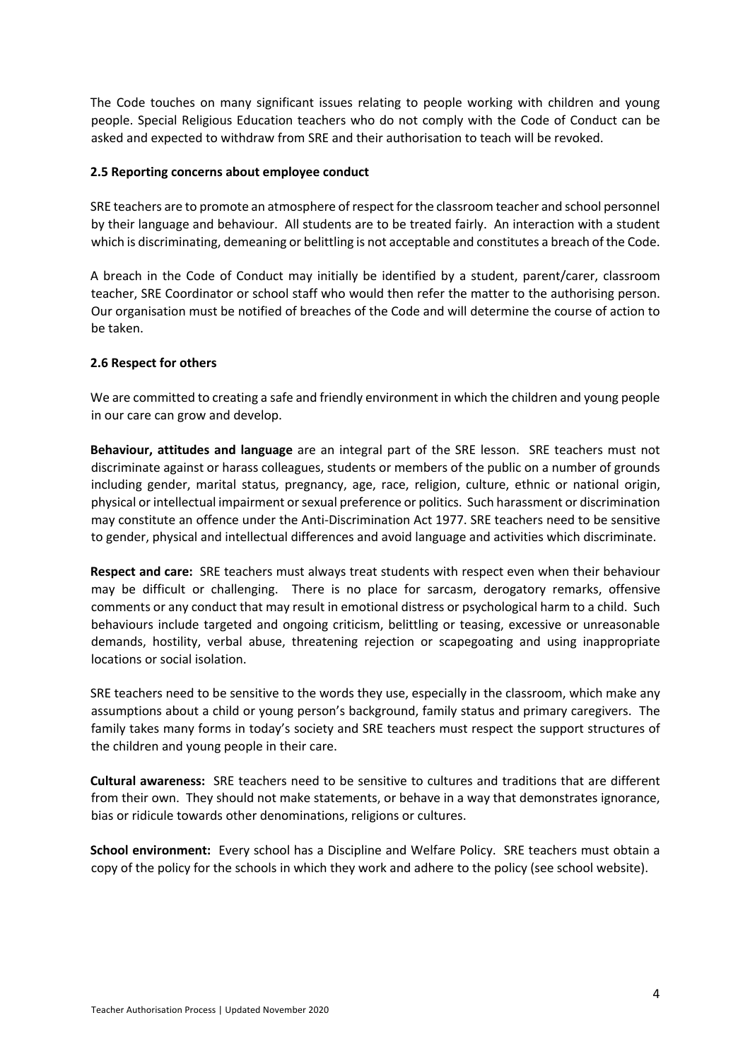The Code touches on many significant issues relating to people working with children and young people. Special Religious Education teachers who do not comply with the Code of Conduct can be asked and expected to withdraw from SRE and their authorisation to teach will be revoked.

### 2.5 Reporting concerns about employee conduct

SRE teachers are to promote an atmosphere of respect for the classroom teacher and school personnel by their language and behaviour. All students are to be treated fairly. An interaction with a student which is discriminating, demeaning or belittling is not acceptable and constitutes a breach of the Code.

A breach in the Code of Conduct may initially be identified by a student, parent/carer, classroom teacher, SRE Coordinator or school staff who would then refer the matter to the authorising person. Our organisation must be notified of breaches of the Code and will determine the course of action to be taken.

### 2.6 Respect for others

We are committed to creating a safe and friendly environment in which the children and young people in our care can grow and develop.

**Behaviour, attitudes and language** are an integral part of the SRE lesson. SRE teachers must not discriminate against or harass colleagues, students or members of the public on a number of grounds including gender, marital status, pregnancy, age, race, religion, culture, ethnic or national origin, physical or intellectual impairment or sexual preference or politics. Such harassment or discrimination may constitute an offence under the Anti-Discrimination Act 1977. SRE teachers need to be sensitive to gender, physical and intellectual differences and avoid language and activities which discriminate.

**Respect and care:** SRE teachers must always treat students with respect even when their behaviour may be difficult or challenging. There is no place for sarcasm, derogatory remarks, offensive comments or any conduct that may result in emotional distress or psychological harm to a child. Such behaviours include targeted and ongoing criticism, belittling or teasing, excessive or unreasonable demands, hostility, verbal abuse, threatening rejection or scapegoating and using inappropriate locations or social isolation.

SRE teachers need to be sensitive to the words they use, especially in the classroom, which make any assumptions about a child or young person's background, family status and primary caregivers. The family takes many forms in today's society and SRE teachers must respect the support structures of the children and young people in their care.

**Cultural awareness:** SRE teachers need to be sensitive to cultures and traditions that are different from their own. They should not make statements, or behave in a way that demonstrates ignorance, bias or ridicule towards other denominations, religions or cultures.

**School environment:** Every school has a Discipline and Welfare Policy. SRE teachers must obtain a copy of the policy for the schools in which they work and adhere to the policy (see school website).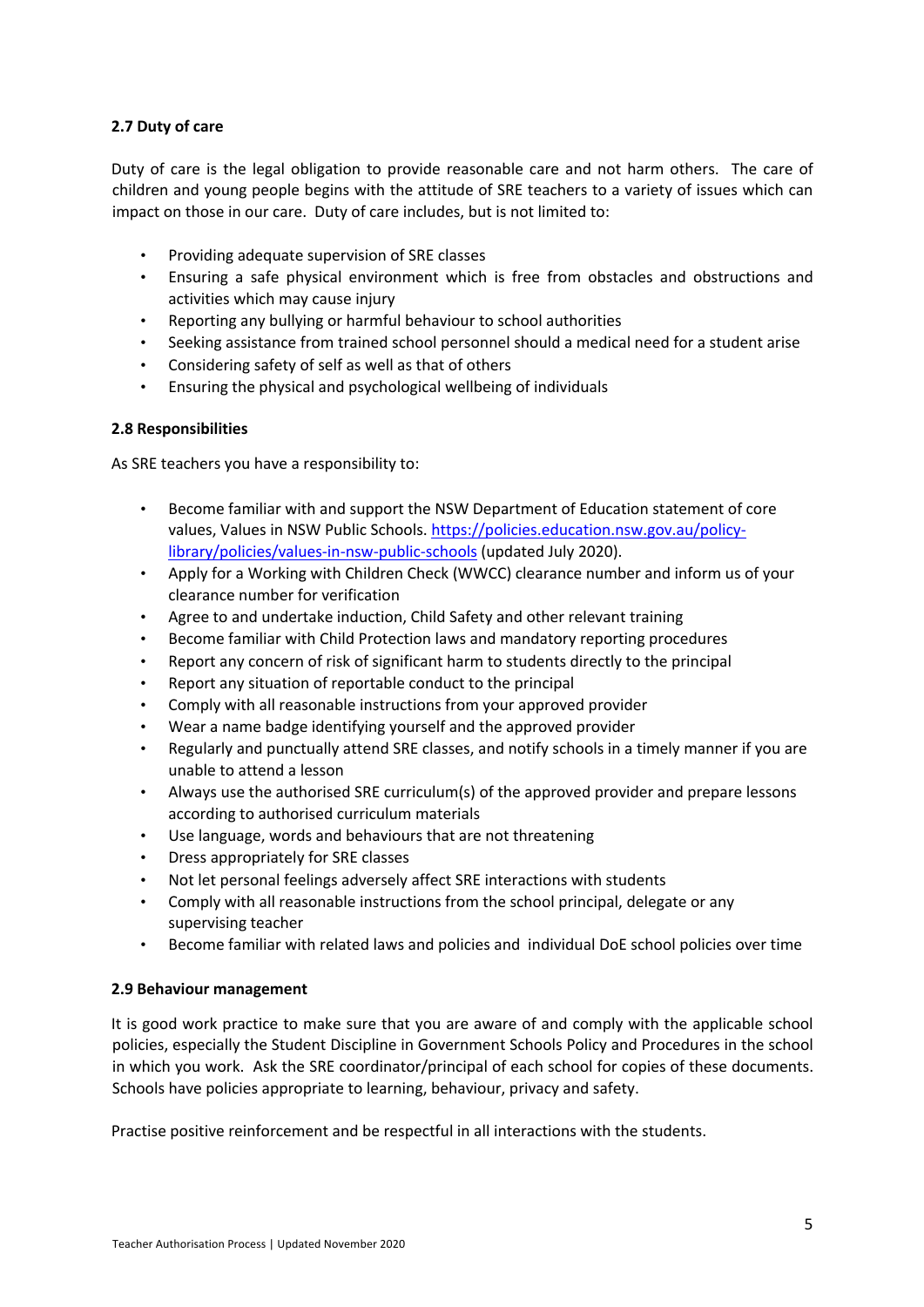### 2.7 Duty of care

Duty of care is the legal obligation to provide reasonable care and not harm others. The care of children and young people begins with the attitude of SRE teachers to a variety of issues which can impact on those in our care. Duty of care includes, but is not limited to:

- Providing adequate supervision of SRE classes
- Ensuring a safe physical environment which is free from obstacles and obstructions and activities which may cause injury
- Reporting any bullying or harmful behaviour to school authorities
- Seeking assistance from trained school personnel should a medical need for a student arise
- Considering safety of self as well as that of others
- Ensuring the physical and psychological wellbeing of individuals

### 2.8 Responsibilities

As SRE teachers you have a responsibility to:

- Become familiar with and support the NSW Department of Education statement of core values, Values in NSW Public Schools. https://policies.education.nsw.gov.au/policy-library/policies/values-in-nsw-public-schools (updated July 2020).
- Apply for a Working with Children Check (WWCC) clearance number and inform us of your clearance number for verification
- Agree to and undertake induction, Child Safety and other relevant training
- Become familiar with Child Protection laws and mandatory reporting procedures
- Report any concern of risk of significant harm to students directly to the principal
- Report any situation of reportable conduct to the principal
- Comply with all reasonable instructions from your approved provider
- Wear a name badge identifying yourself and the approved provider
- Regularly and punctually attend SRE classes, and notify schools in a timely manner if you are unable to attend a lesson
- Always use the authorised SRE curriculum(s) of the approved provider and prepare lessons according to authorised curriculum materials
- Use language, words and behaviours that are not threatening
- Dress appropriately for SRE classes
- Not let personal feelings adversely affect SRE interactions with students
- Comply with all reasonable instructions from the school principal, delegate or any supervising teacher
- Become familiar with related laws and policies and individual DoE school policies over time

### 2.9 Behaviour management

It is good work practice to make sure that you are aware of and comply with the applicable school policies, especially the Student Discipline in Government Schools Policy and Procedures in the school in which you work. Ask the SRE coordinator/principal of each school for copies of these documents. Schools have policies appropriate to learning, behaviour, privacy and safety.

Practise positive reinforcement and be respectful in all interactions with the students.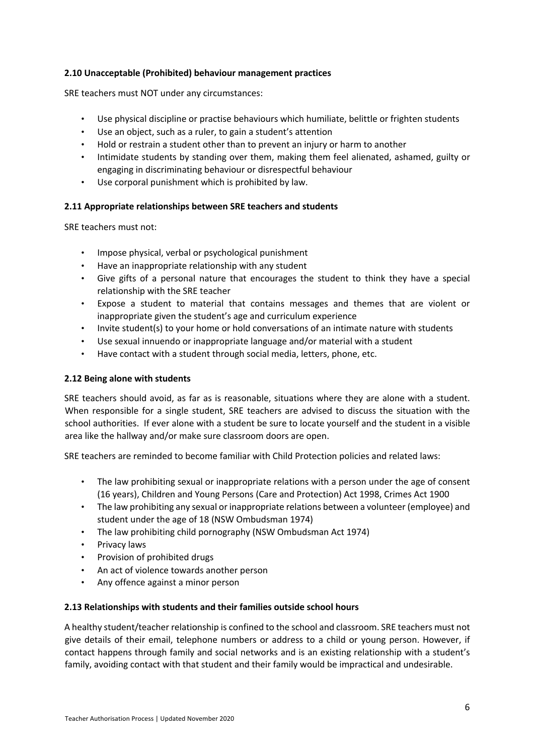**2.10 Unacceptable (Prohibited) behaviour management practices**

SRE teachers must NOT under any circumstances:

- Use physical discipline or practise behaviours which humiliate, belittle or frighten students
- Use an object, such as a ruler, to gain a student's attention
- Hold or restrain a student other than to prevent an injury or harm to another
- Intimidate students by standing over them, making them feel alienated, ashamed, guilty or engaging in discriminating behaviour or disrespectful behaviour
- Use corporal punishment which is prohibited by law.

**2.11 Appropriate relationships between SRE teachers and students**

SRE teachers must not:

- Impose physical, verbal or psychological punishment
- Have an inappropriate relationship with any student
- Give gifts of a personal nature that encourages the student to think they have a special relationship with the SRE teacher
- Expose a student to material that contains messages and themes that are violent or inappropriate given the student's age and curriculum experience
- Invite student(s) to your home or hold conversations of an intimate nature with students
- Use sexual innuendo or inappropriate language and/or material with a student
- Have contact with a student through social media, letters, phone, etc.

**2.12 Being alone with students**

SRE teachers should avoid, as far as is reasonable, situations where they are alone with a student. When responsible for a single student, SRE teachers are advised to discuss the situation with the school authorities. If ever alone with a student be sure to locate yourself and the student in a visible area like the hallway and/or make sure classroom doors are open.

SRE teachers are reminded to become familiar with Child Protection policies and related laws:

- The law prohibiting sexual or inappropriate relations with a person under the age of consent (16 years), Children and Young Persons (Care and Protection) Act 1998, Crimes Act 1900
- The law prohibiting any sexual or inappropriate relations between a volunteer (employee) and student under the age of 18 (NSW Ombudsman 1974)
- The law prohibiting child pornography (NSW Ombudsman Act 1974)
- Privacy laws
- Provision of prohibited drugs
- An act of violence towards another person
- Any offence against a minor person

**2.13 Relationships with students and their families outside school hours**

A healthy student/teacher relationship is confined to the school and classroom. SRE teachers must not give details of their email, telephone numbers or address to a child or young person. However, if contact happens through family and social networks and is an existing relationship with a student's family, avoiding contact with that student and their family would be impractical and undesirable.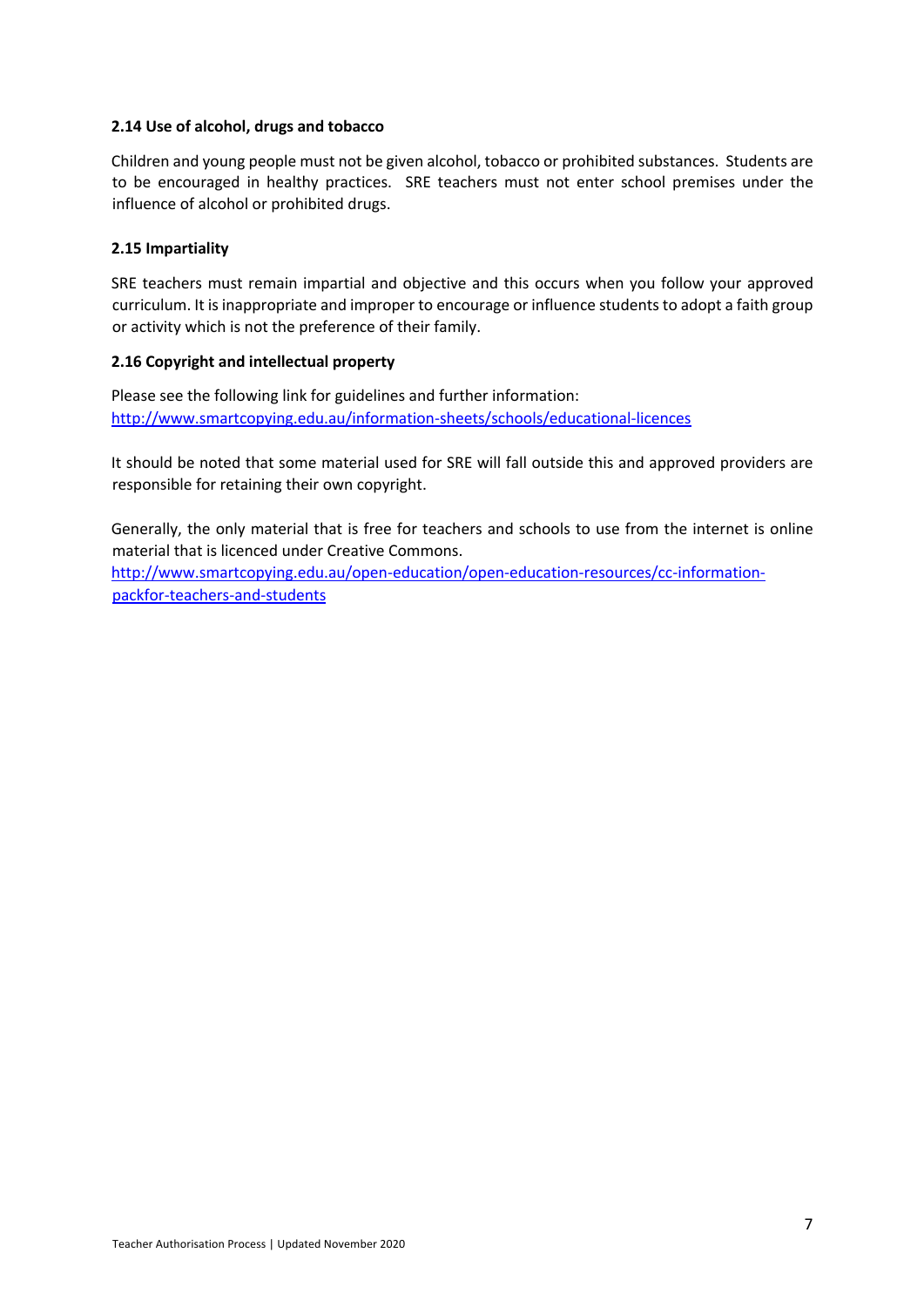### 2.14 Use of alcohol, drugs and tobacco

Children and young people must not be given alcohol, tobacco or prohibited substances. Students are to be encouraged in healthy practices. SRE teachers must not enter school premises under the influence of alcohol or prohibited drugs.

### 2.15 Impartiality

SRE teachers must remain impartial and objective and this occurs when you follow your approved curriculum. It is inappropriate and improper to encourage or influence students to adopt a faith group or activity which is not the preference of their family.

### 2.16 Copyright and intellectual property

Please see the following link for guidelines and further information:
[http://www.smartcopying.edu.au/information-sheets/schools/educational-licences](http://www.smartcopying.edu.au/information-sheets/schools/educational-licences)

It should be noted that some material used for SRE will fall outside this and approved providers are responsible for retaining their own copyright.

Generally, the only material that is free for teachers and schools to use from the internet is online material that is licenced under Creative Commons.
[http://www.smartcopying.edu.au/open-education/open-education-resources/cc-information-packfor-teachers-and-students](http://www.smartcopying.edu.au/open-education/open-education-resources/cc-information-packfor-teachers-and-students)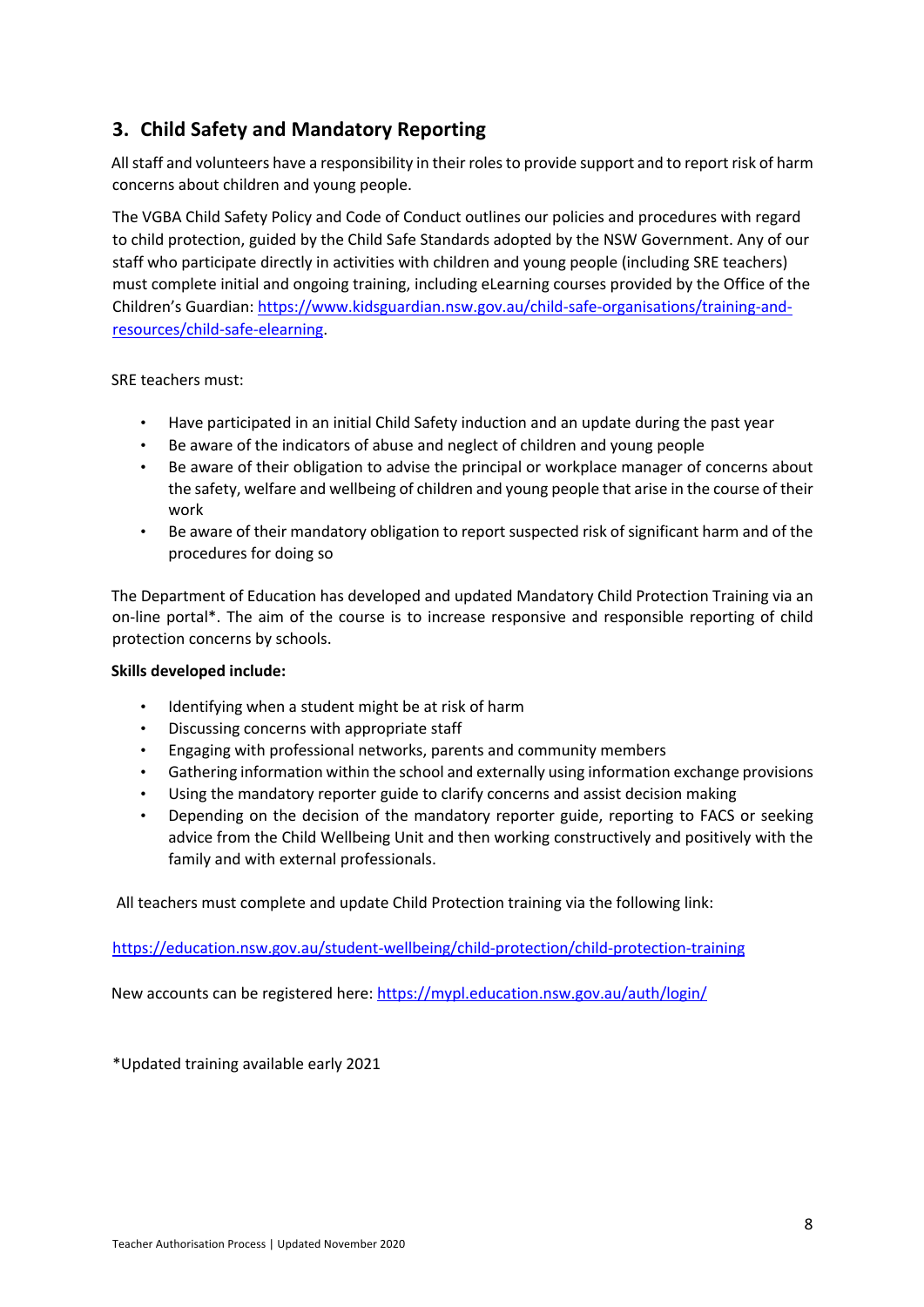## 3. Child Safety and Mandatory Reporting

All staff and volunteers have a responsibility in their roles to provide support and to report risk of harm concerns about children and young people.

The VGBA Child Safety Policy and Code of Conduct outlines our policies and procedures with regard to child protection, guided by the Child Safe Standards adopted by the NSW Government. Any of our staff who participate directly in activities with children and young people (including SRE teachers) must complete initial and ongoing training, including eLearning courses provided by the Office of the Children's Guardian: https://www.kidsguardian.nsw.gov.au/child-safe-organisations/training-and-resources/child-safe-elearning.

SRE teachers must:

- Have participated in an initial Child Safety induction and an update during the past year
- Be aware of the indicators of abuse and neglect of children and young people
- Be aware of their obligation to advise the principal or workplace manager of concerns about the safety, welfare and wellbeing of children and young people that arise in the course of their work
- Be aware of their mandatory obligation to report suspected risk of significant harm and of the procedures for doing so

The Department of Education has developed and updated Mandatory Child Protection Training via an on-line portal*. The aim of the course is to increase responsive and responsible reporting of child protection concerns by schools.

**Skills developed include:**

- Identifying when a student might be at risk of harm
- Discussing concerns with appropriate staff
- Engaging with professional networks, parents and community members
- Gathering information within the school and externally using information exchange provisions
- Using the mandatory reporter guide to clarify concerns and assist decision making
- Depending on the decision of the mandatory reporter guide, reporting to FACS or seeking advice from the Child Wellbeing Unit and then working constructively and positively with the family and with external professionals.

All teachers must complete and update Child Protection training via the following link:

https://education.nsw.gov.au/student-wellbeing/child-protection/child-protection-training

New accounts can be registered here: https://mypl.education.nsw.gov.au/auth/login/

*Updated training available early 2021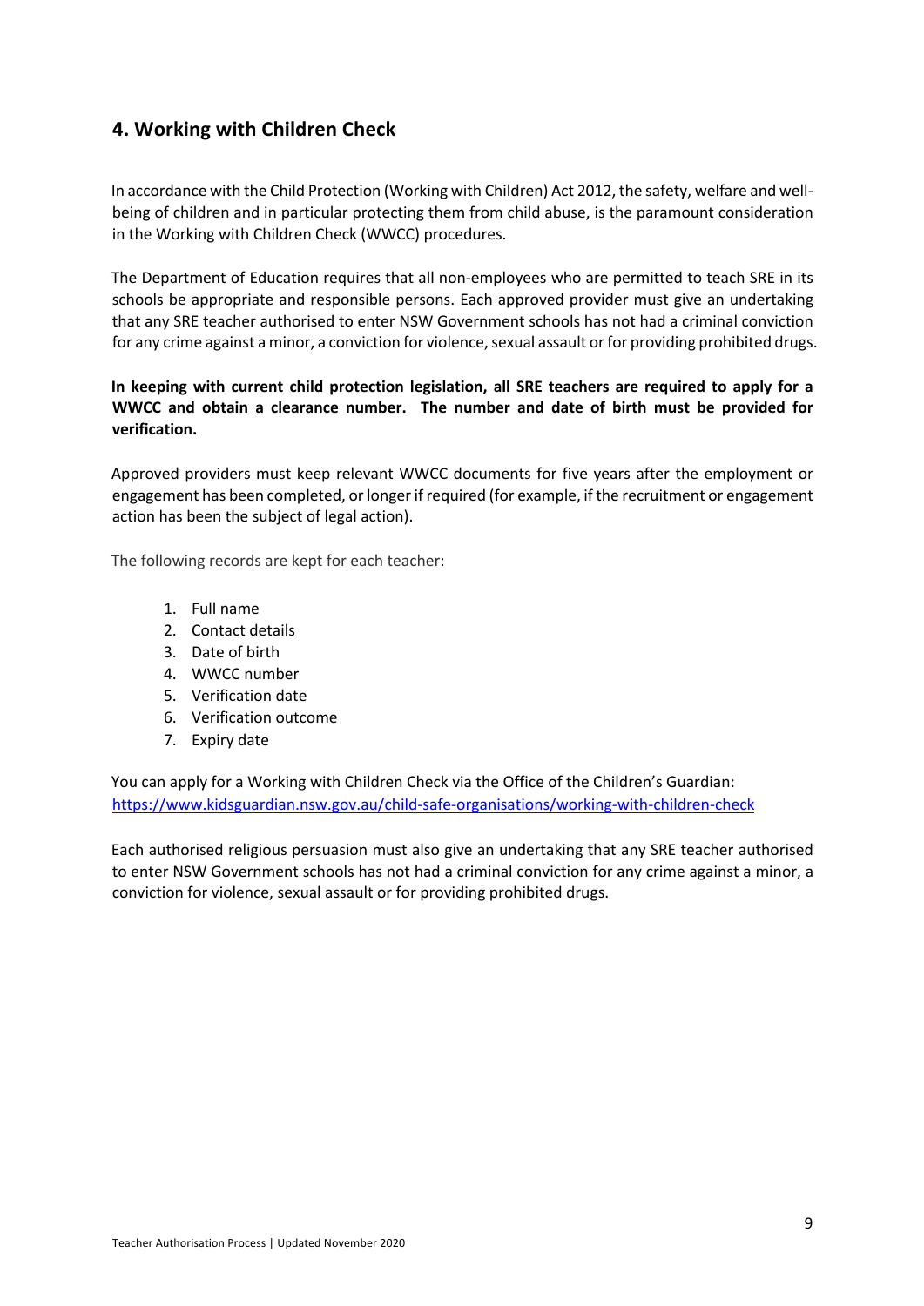## 4. Working with Children Check

In accordance with the Child Protection (Working with Children) Act 2012, the safety, welfare and well-being of children and in particular protecting them from child abuse, is the paramount consideration in the Working with Children Check (WWCC) procedures.

The Department of Education requires that all non-employees who are permitted to teach SRE in its schools be appropriate and responsible persons. Each approved provider must give an undertaking that any SRE teacher authorised to enter NSW Government schools has not had a criminal conviction for any crime against a minor, a conviction for violence, sexual assault or for providing prohibited drugs.

**In keeping with current child protection legislation, all SRE teachers are required to apply for a WWCC and obtain a clearance number. The number and date of birth must be provided for verification.**

Approved providers must keep relevant WWCC documents for five years after the employment or engagement has been completed, or longer if required (for example, if the recruitment or engagement action has been the subject of legal action).

The following records are kept for each teacher:

1. Full name
2. Contact details
3. Date of birth
4. WWCC number
5. Verification date
6. Verification outcome
7. Expiry date

You can apply for a Working with Children Check via the Office of the Children's Guardian: [https://www.kidsguardian.nsw.gov.au/child-safe-organisations/working-with-children-check](https://www.kidsguardian.nsw.gov.au/child-safe-organisations/working-with-children-check)

Each authorised religious persuasion must also give an undertaking that any SRE teacher authorised to enter NSW Government schools has not had a criminal conviction for any crime against a minor, a conviction for violence, sexual assault or for providing prohibited drugs.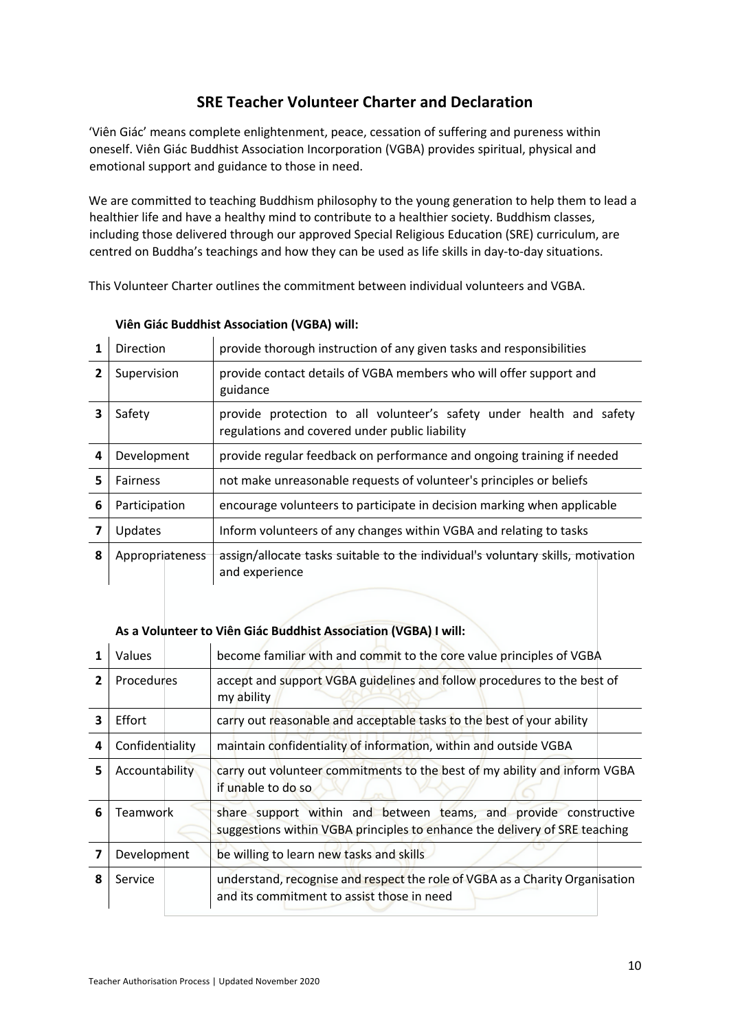# SRE Teacher Volunteer Charter and Declaration

'Viên Giác' means complete enlightenment, peace, cessation of suffering and pureness within oneself. Viên Giác Buddhist Association Incorporation (VGBA) provides spiritual, physical and emotional support and guidance to those in need.

We are committed to teaching Buddhism philosophy to the young generation to help them to lead a healthier life and have a healthy mind to contribute to a healthier society. Buddhism classes, including those delivered through our approved Special Religious Education (SRE) curriculum, are centred on Buddha's teachings and how they can be used as life skills in day-to-day situations.

This Volunteer Charter outlines the commitment between individual volunteers and VGBA.

**Viên Giác Buddhist Association (VGBA) will:**

| | | |
|---|---|---|
| **1** | Direction | provide thorough instruction of any given tasks and responsibilities |
| **2** | Supervision | provide contact details of VGBA members who will offer support and guidance |
| **3** | Safety | provide protection to all volunteer's safety under health and safety regulations and covered under public liability |
| **4** | Development | provide regular feedback on performance and ongoing training if needed |
| **5** | Fairness | not make unreasonable requests of volunteer's principles or beliefs |
| **6** | Participation | encourage volunteers to participate in decision marking when applicable |
| **7** | Updates | Inform volunteers of any changes within VGBA and relating to tasks |
| **8** | Appropriateness | assign/allocate tasks suitable to the individual's voluntary skills, motivation and experience |

**As a Volunteer to Viên Giác Buddhist Association (VGBA) I will:**

| | | |
|---|---|---|
| **1** | Values | become familiar with and commit to the core value principles of VGBA |
| **2** | Procedures | accept and support VGBA guidelines and follow procedures to the best of my ability |
| **3** | Effort | carry out reasonable and acceptable tasks to the best of your ability |
| **4** | Confidentiality | maintain confidentiality of information, within and outside VGBA |
| **5** | Accountability | carry out volunteer commitments to the best of my ability and inform VGBA if unable to do so |
| **6** | Teamwork | share support within and between teams, and provide constructive suggestions within VGBA principles to enhance the delivery of SRE teaching |
| **7** | Development | be willing to learn new tasks and skills |
| **8** | Service | understand, recognise and respect the role of VGBA as a Charity Organisation and its commitment to assist those in need |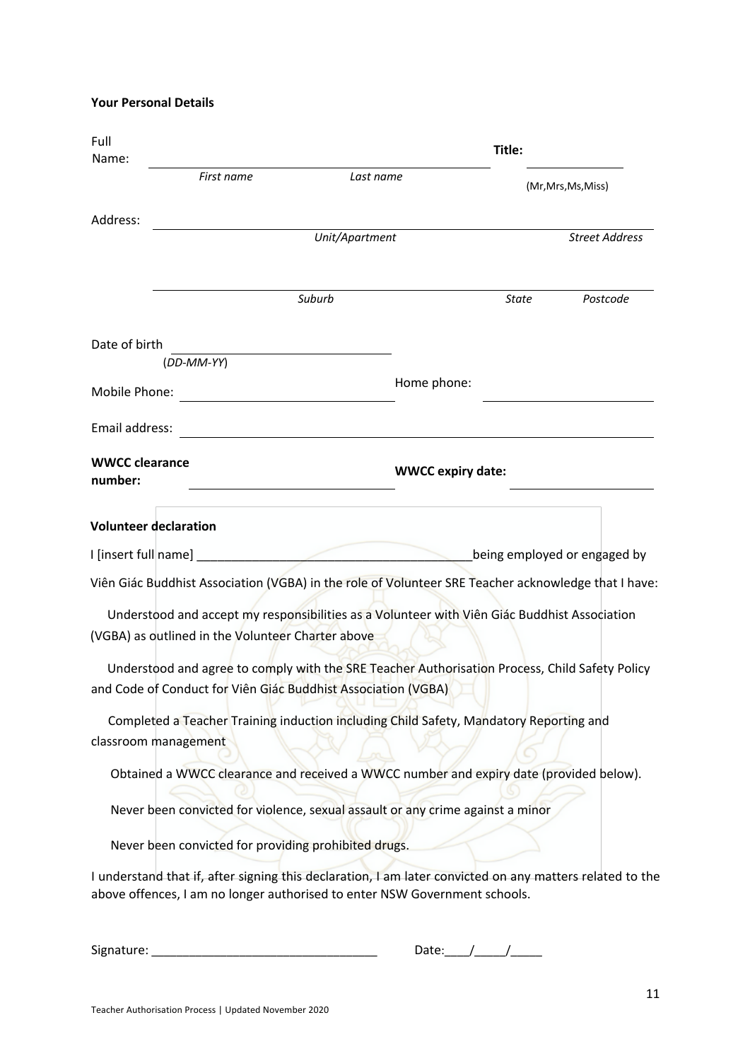**Your Personal Details**

Full Name: ______________________________________ **Title:** ____________

*First name* *Last name* (Mr,Mrs,Ms,Miss)

Address: ____________________________________________________________

*Unit/Apartment* *Street Address*

____________________________________________________________

*Suburb* *State* *Postcode*

Date of birth ______________________

(*DD-MM-YY*)

Mobile Phone: ______________________ Home phone: ______________________

Email address: ____________________________________________________________

**WWCC clearance number:** ______________________ **WWCC expiry date:** ______________________

**Volunteer declaration**

I [insert full name] _______________________________________being employed or engaged by Viên Giác Buddhist Association (VGBA) in the role of Volunteer SRE Teacher acknowledge that I have:

Understood and accept my responsibilities as a Volunteer with Viên Giác Buddhist Association (VGBA) as outlined in the Volunteer Charter above

Understood and agree to comply with the SRE Teacher Authorisation Process, Child Safety Policy and Code of Conduct for Viên Giác Buddhist Association (VGBA)

Completed a Teacher Training induction including Child Safety, Mandatory Reporting and classroom management

Obtained a WWCC clearance and received a WWCC number and expiry date (provided below).

Never been convicted for violence, sexual assault or any crime against a minor

Never been convicted for providing prohibited drugs.

I understand that if, after signing this declaration, I am later convicted on any matters related to the above offences, I am no longer authorised to enter NSW Government schools.

Signature: ________________________________ Date:____/_____/_____

Teacher Authorisation Process | Updated November 2020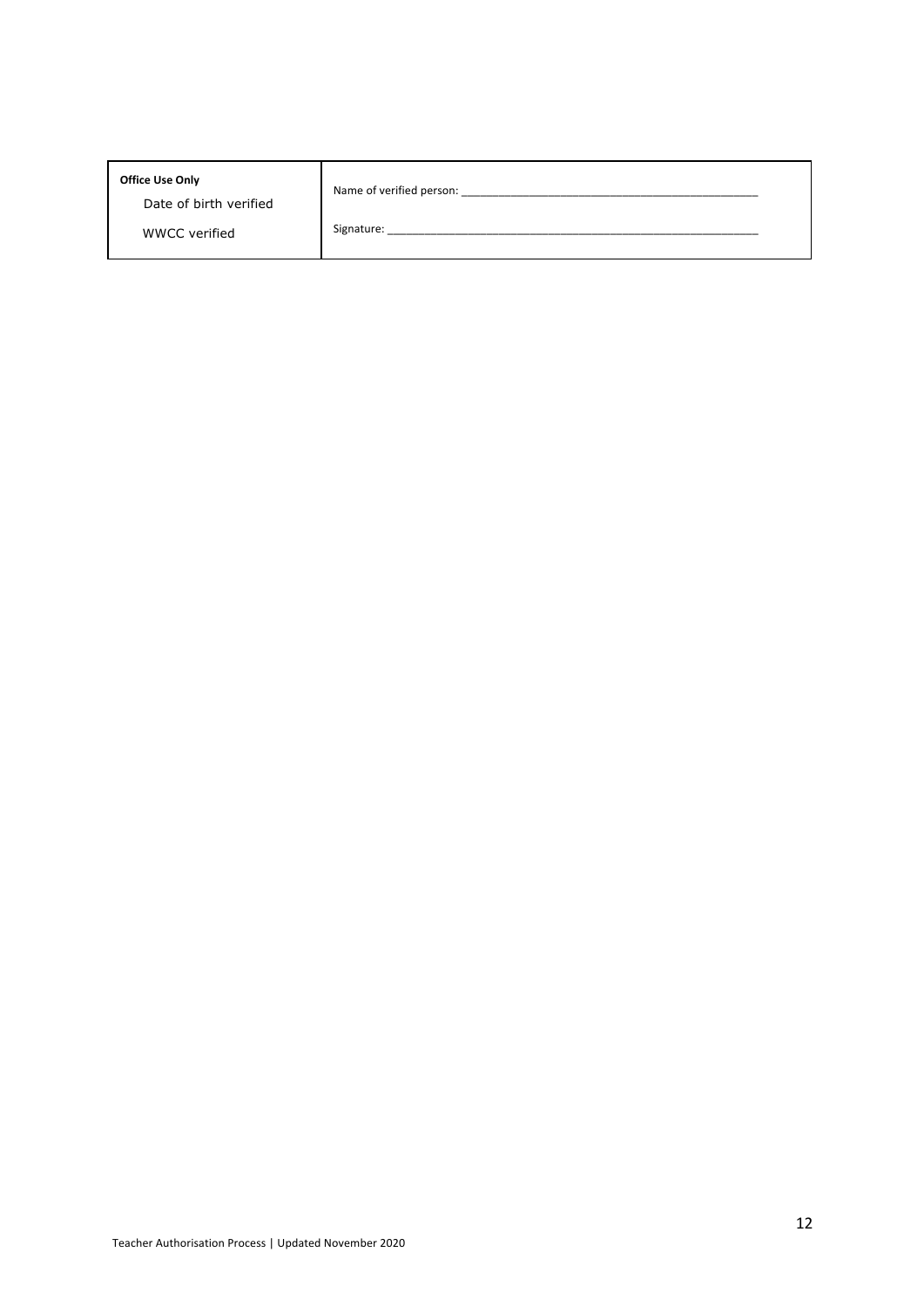| | |
|---|---|
| **Office Use Only**<br>Date of birth verified<br>WWCC verified | Name of verified person: ______________________________________________<br>Signature: ______________________________________________________ |